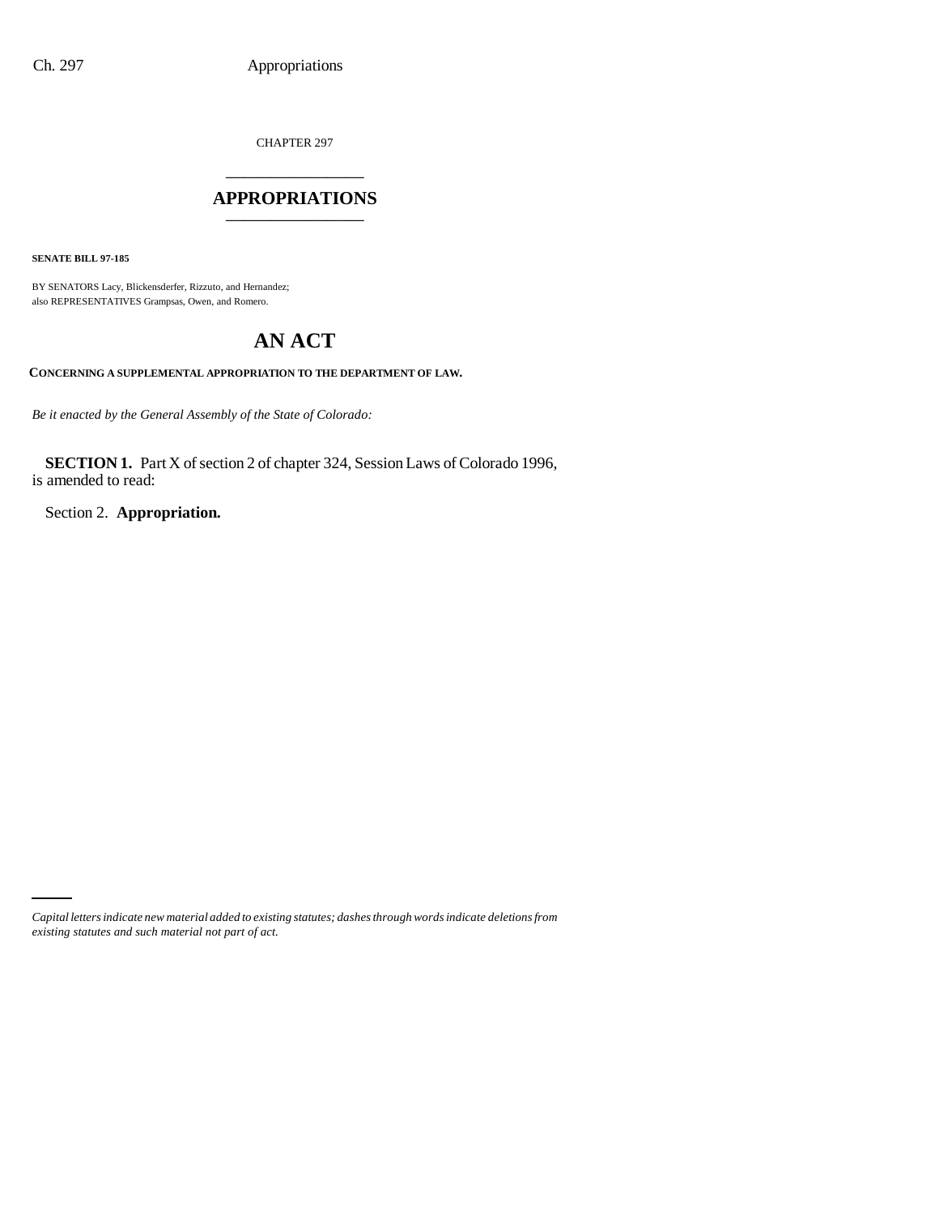CHAPTER 297

# APPROPRIATIONS

**SENATE BILL 97-185**

BY SENATORS Lacy, Blickensderfer, Rizzuto, and Hernandez;
also REPRESENTATIVES Grampsas, Owen, and Romero.

# AN ACT

**CONCERNING A SUPPLEMENTAL APPROPRIATION TO THE DEPARTMENT OF LAW.**

*Be it enacted by the General Assembly of the State of Colorado:*

**SECTION 1.** Part X of section 2 of chapter 324, Session Laws of Colorado 1996, is amended to read:

Section 2. **Appropriation.**

*Capital letters indicate new material added to existing statutes; dashes through words indicate deletions from existing statutes and such material not part of act.*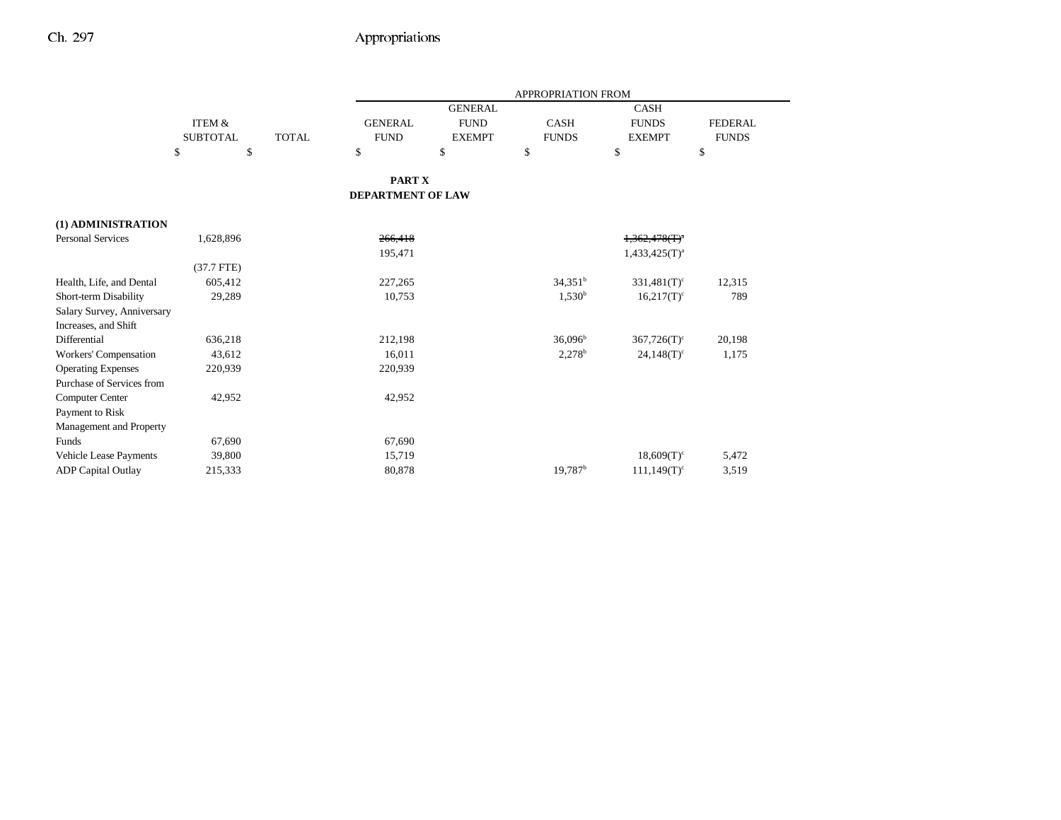| | ITEM & SUBTOTAL | TOTAL | GENERAL FUND | GENERAL FUND EXEMPT | CASH FUNDS | CASH FUNDS EXEMPT | FEDERAL FUNDS |
|---|---|---|---|---|---|---|---|
| | | | APPROPRIATION FROM | | | | |
| | $ | $ | $ | $ | $ | $ | $ |

**PART X**
**DEPARTMENT OF LAW**

| | ITEM & SUBTOTAL | TOTAL | GENERAL FUND | GENERAL FUND EXEMPT | CASH FUNDS | CASH FUNDS EXEMPT | FEDERAL FUNDS |
|---|---|---|---|---|---|---|---|
| **(1) ADMINISTRATION** | | | | | | | |
| Personal Services | 1,628,896 | | ~~266,418~~ 195,471 | | | ~~1,362,478(T)[a]~~ 1,433,425(T)[a] | |
| | (37.7 FTE) | | | | | | |
| Health, Life, and Dental | 605,412 | | 227,265 | | 34,351[b] | 331,481(T)[c] | 12,315 |
| Short-term Disability | 29,289 | | 10,753 | | 1,530[b] | 16,217(T)[c] | 789 |
| Salary Survey, Anniversary Increases, and Shift Differential | 636,218 | | 212,198 | | 36,096[b] | 367,726(T)[c] | 20,198 |
| Workers' Compensation | 43,612 | | 16,011 | | 2,278[b] | 24,148(T)[c] | 1,175 |
| Operating Expenses | 220,939 | | 220,939 | | | | |
| Purchase of Services from Computer Center | 42,952 | | 42,952 | | | | |
| Payment to Risk Management and Property Funds | 67,690 | | 67,690 | | | | |
| Vehicle Lease Payments | 39,800 | | 15,719 | | | 18,609(T)[c] | 5,472 |
| ADP Capital Outlay | 215,333 | | 80,878 | | 19,787[b] | 111,149(T)[c] | 3,519 |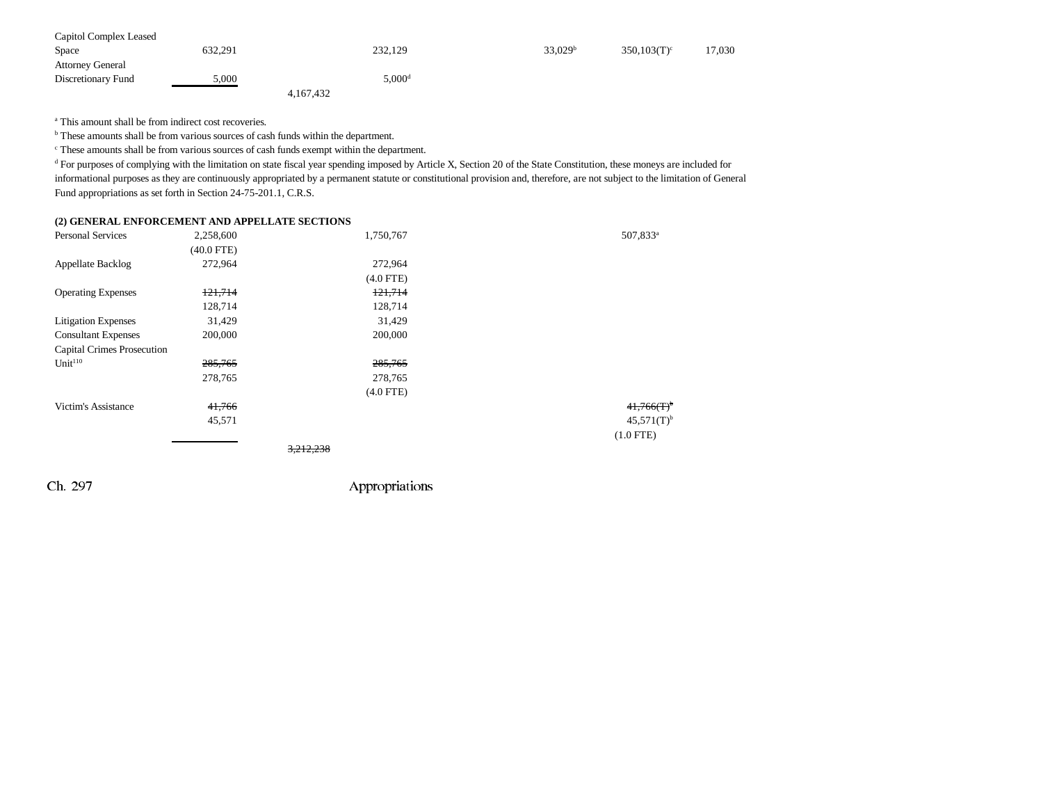| | | | | | | |
|---|---|---|---|---|---|---|
| Capitol Complex Leased Space | 632,291 | | 232,129 | 33,029[b] | 350,103(T)[c] | 17,030 |
| Attorney General Discretionary Fund | 5,000 | | 5,000[d] | | | |
| | | 4,167,432 | | | | |

[a] This amount shall be from indirect cost recoveries.

[b] These amounts shall be from various sources of cash funds within the department.

[c] These amounts shall be from various sources of cash funds exempt within the department.

[d] For purposes of complying with the limitation on state fiscal year spending imposed by Article X, Section 20 of the State Constitution, these moneys are included for informational purposes as they are continuously appropriated by a permanent statute or constitutional provision and, therefore, are not subject to the limitation of General Fund appropriations as set forth in Section 24-75-201.1, C.R.S.

**(2) GENERAL ENFORCEMENT AND APPELLATE SECTIONS**

| | | | | | | |
|---|---|---|---|---|---|---|
| Personal Services | 2,258,600 (40.0 FTE) | | 1,750,767 | | 507,833[a] | |
| Appellate Backlog | 272,964 | | 272,964 (4.0 FTE) | | | |
| Operating Expenses | ~~121,714~~ 128,714 | | ~~121,714~~ 128,714 | | | |
| Litigation Expenses | 31,429 | | 31,429 | | | |
| Consultant Expenses | 200,000 | | 200,000 | | | |
| Capital Crimes Prosecution Unit[110] | ~~285,765~~ 278,765 | | ~~285,765~~ 278,765 (4.0 FTE) | | | |
| Victim's Assistance | ~~41,766~~ 45,571 | | | | ~~41,766(T)[b]~~ 45,571(T)[b] (1.0 FTE) | |
| | | ~~3,212,238~~ | | | | |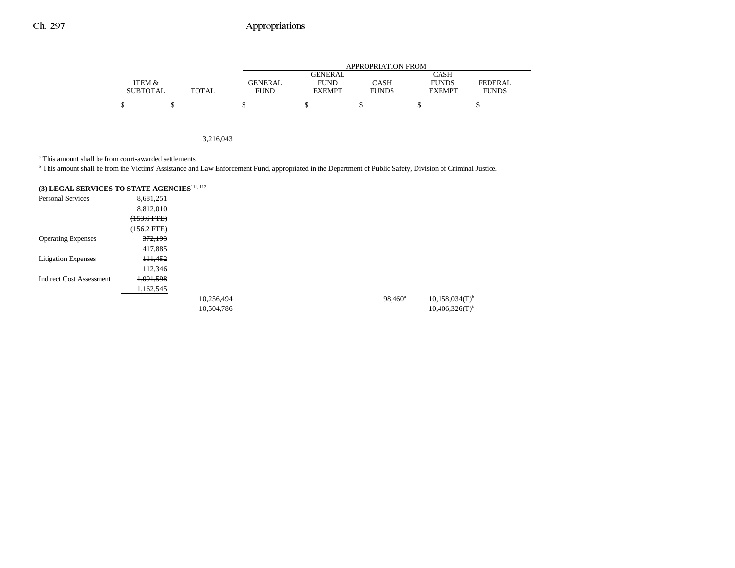| | ITEM & SUBTOTAL | TOTAL | GENERAL FUND | GENERAL FUND EXEMPT | CASH FUNDS | CASH FUNDS EXEMPT | FEDERAL FUNDS |
|---|---|---|---|---|---|---|---|
| | $ | $ | $ | $ | $ | $ | $ |
| | | 3,216,043 | | | | | |

[a] This amount shall be from court-awarded settlements.

[b] This amount shall be from the Victims' Assistance and Law Enforcement Fund, appropriated in the Department of Public Safety, Division of Criminal Justice.

**(3) LEGAL SERVICES TO STATE AGENCIES**[111, 112]

| | ITEM & SUBTOTAL | TOTAL | GENERAL FUND | GENERAL FUND EXEMPT | CASH FUNDS | CASH FUNDS EXEMPT | FEDERAL FUNDS |
|---|---|---|---|---|---|---|---|
| Personal Services | ~~8,681,251~~ 8,812,010 ~~(153.6 FTE)~~ (156.2 FTE) | | | | | | |
| Operating Expenses | ~~372,193~~ 417,885 | | | | | | |
| Litigation Expenses | ~~111,452~~ 112,346 | | | | | | |
| Indirect Cost Assessment | ~~1,091,598~~ 1,162,545 | | | | | | |
| | | ~~10,256,494~~ 10,504,786 | | | 98,460[a] | ~~10,158,034(T)[b]~~ 10,406,326(T)[b] | |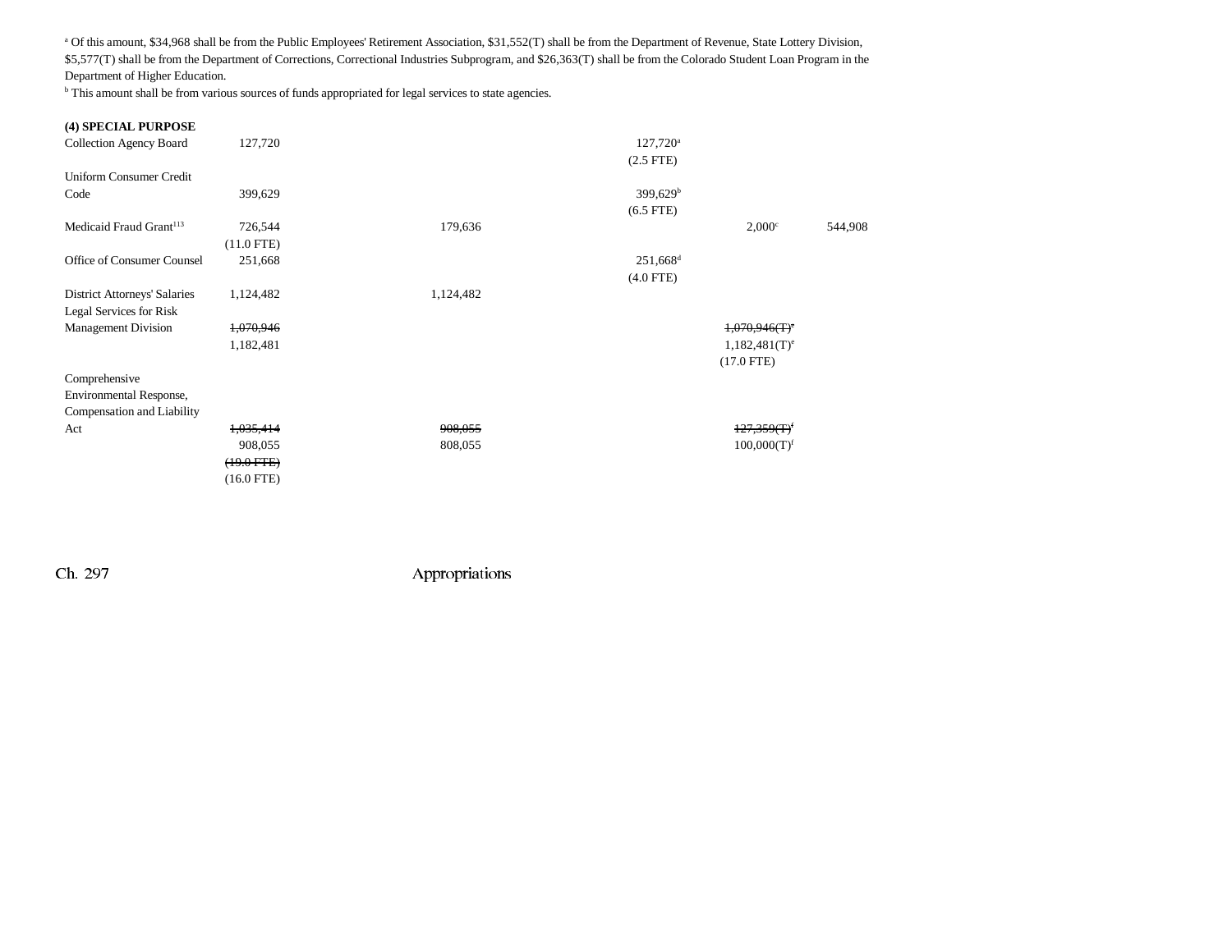[a] Of this amount, $34,968 shall be from the Public Employees' Retirement Association, $31,552(T) shall be from the Department of Revenue, State Lottery Division, $5,577(T) shall be from the Department of Corrections, Correctional Industries Subprogram, and $26,363(T) shall be from the Colorado Student Loan Program in the Department of Higher Education.

[b] This amount shall be from various sources of funds appropriated for legal services to state agencies.

| | | | | | | |
|---|---|---|---|---|---|---|
| **(4) SPECIAL PURPOSE** | | | | | | |
| Collection Agency Board | 127,720 | | | 127,720[a] | | |
| | | | | (2.5 FTE) | | |
| Uniform Consumer Credit Code | 399,629 | | | 399,629[b] | | |
| | | | | (6.5 FTE) | | |
| Medicaid Fraud Grant[113] | 726,544 | | 179,636 | | 2,000[c] | 544,908 |
| | (11.0 FTE) | | | | | |
| Office of Consumer Counsel | 251,668 | | | 251,668[d] | | |
| | | | | (4.0 FTE) | | |
| District Attorneys' Salaries | 1,124,482 | | 1,124,482 | | | |
| Legal Services for Risk Management Division | ~~1,070,946~~ | | | | ~~1,070,946(T)~~[e] | |
| | 1,182,481 | | | | 1,182,481(T)[e] | |
| | | | | | (17.0 FTE) | |
| Comprehensive Environmental Response, Compensation and Liability Act | ~~1,035,414~~ | | ~~908,055~~ | | ~~127,359(T)~~[f] | |
| | 908,055 | | 808,055 | | 100,000(T)[f] | |
| | ~~(19.0 FTE)~~ | | | | | |
| | (16.0 FTE) | | | | | |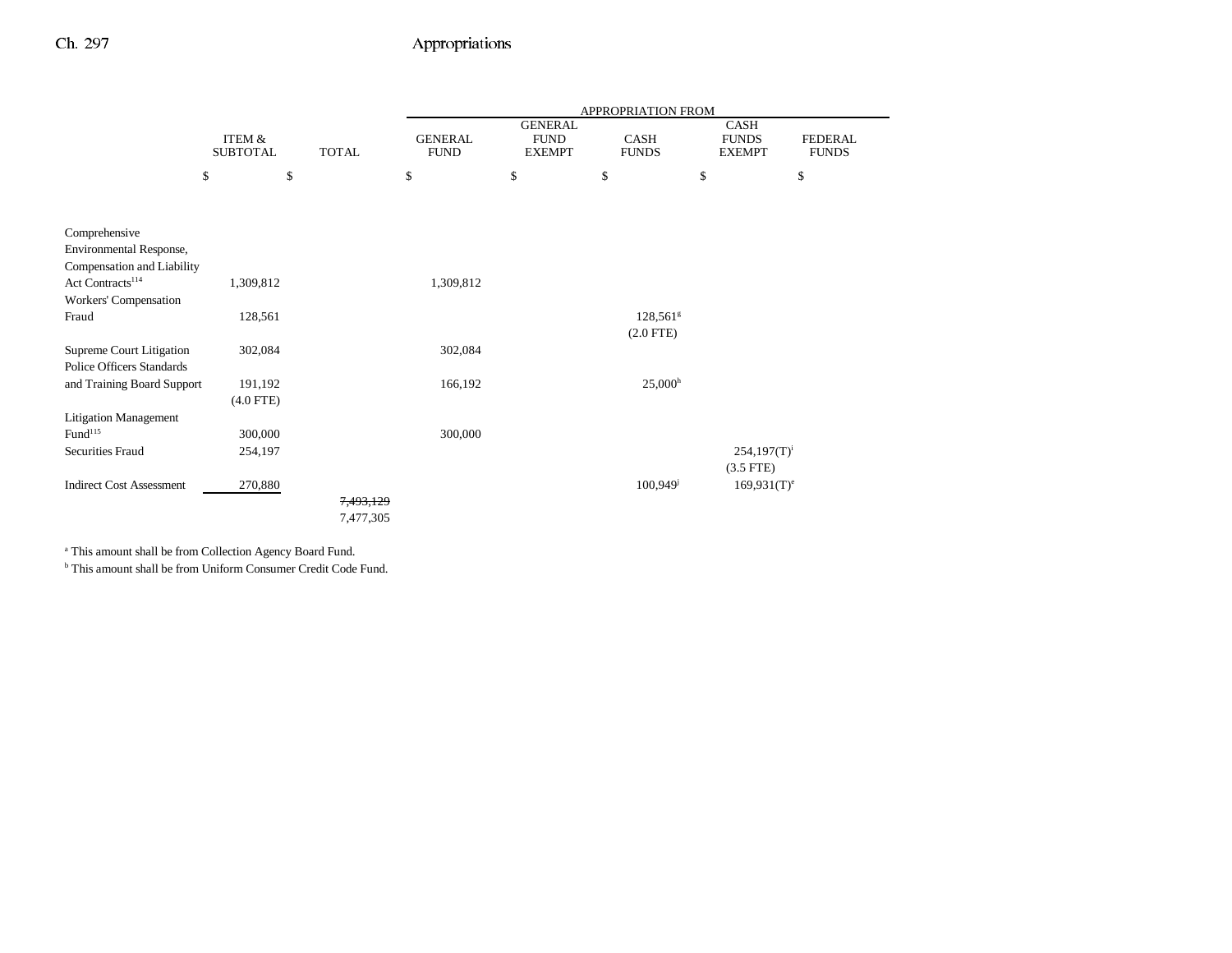| | ITEM & SUBTOTAL | TOTAL | APPROPRIATION FROM GENERAL FUND | GENERAL FUND EXEMPT | CASH FUNDS | CASH FUNDS EXEMPT | FEDERAL FUNDS |
|---|---|---|---|---|---|---|---|
| | $ | $ | $ | $ | $ | $ | $ |
| Comprehensive Environmental Response, Compensation and Liability Act Contracts[114] | 1,309,812 | | 1,309,812 | | | | |
| Workers' Compensation Fraud | 128,561 | | | | 128,561[g] (2.0 FTE) | | |
| Supreme Court Litigation | 302,084 | | 302,084 | | | | |
| Police Officers Standards and Training Board Support | 191,192 (4.0 FTE) | | 166,192 | | 25,000[h] | | |
| Litigation Management Fund[115] | 300,000 | | 300,000 | | | | |
| Securities Fraud | 254,197 | | | | | 254,197(T)[i] (3.5 FTE) | |
| Indirect Cost Assessment | 270,880 | | | | 100,949[j] | 169,931(T)[e] | |
| | | ~~7,493,129~~ 7,477,305 | | | | | |

[a] This amount shall be from Collection Agency Board Fund.

[b] This amount shall be from Uniform Consumer Credit Code Fund.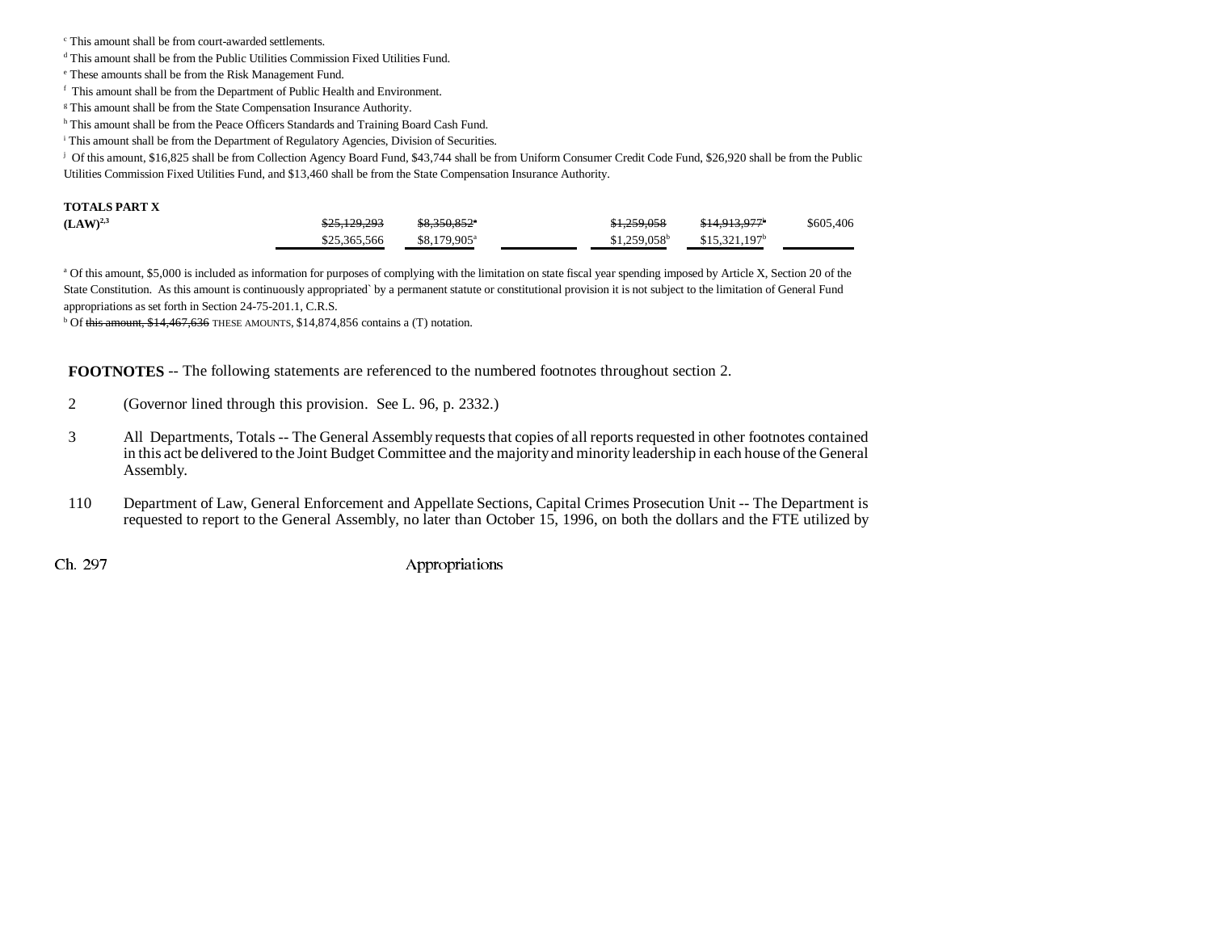[c] This amount shall be from court-awarded settlements.

[d] This amount shall be from the Public Utilities Commission Fixed Utilities Fund.

[e] These amounts shall be from the Risk Management Fund.

[f] This amount shall be from the Department of Public Health and Environment.

[g] This amount shall be from the State Compensation Insurance Authority.

[h] This amount shall be from the Peace Officers Standards and Training Board Cash Fund.

[i] This amount shall be from the Department of Regulatory Agencies, Division of Securities.

[j] Of this amount, $16,825 shall be from Collection Agency Board Fund, $43,744 shall be from Uniform Consumer Credit Code Fund, $26,920 shall be from the Public Utilities Commission Fixed Utilities Fund, and $13,460 shall be from the State Compensation Insurance Authority.

| | | | | | | |
|---|---|---|---|---|---|---|
| **TOTALS PART X** | | | | | | |
| **(LAW)**[2,3] | ~~$25,129,293~~ | ~~$8,350,852~~[a] | | ~~$1,259,058~~ | ~~$14,913,977~~[a] | $605,406 |
| | $25,365,566 | $8,179,905[a] | | $1,259,058[b] | $15,321,197[b] | |

[a] Of this amount, $5,000 is included as information for purposes of complying with the limitation on state fiscal year spending imposed by Article X, Section 20 of the State Constitution. As this amount is continuously appropriated` by a permanent statute or constitutional provision it is not subject to the limitation of General Fund appropriations as set forth in Section 24-75-201.1, C.R.S.

[b] Of ~~this amount, $14,467,636~~ THESE AMOUNTS, $14,874,856 contains a (T) notation.

**FOOTNOTES** -- The following statements are referenced to the numbered footnotes throughout section 2.

2 (Governor lined through this provision. See L. 96, p. 2332.)

3 All Departments, Totals -- The General Assembly requests that copies of all reports requested in other footnotes contained in this act be delivered to the Joint Budget Committee and the majority and minority leadership in each house of the General Assembly.

110 Department of Law, General Enforcement and Appellate Sections, Capital Crimes Prosecution Unit -- The Department is requested to report to the General Assembly, no later than October 15, 1996, on both the dollars and the FTE utilized by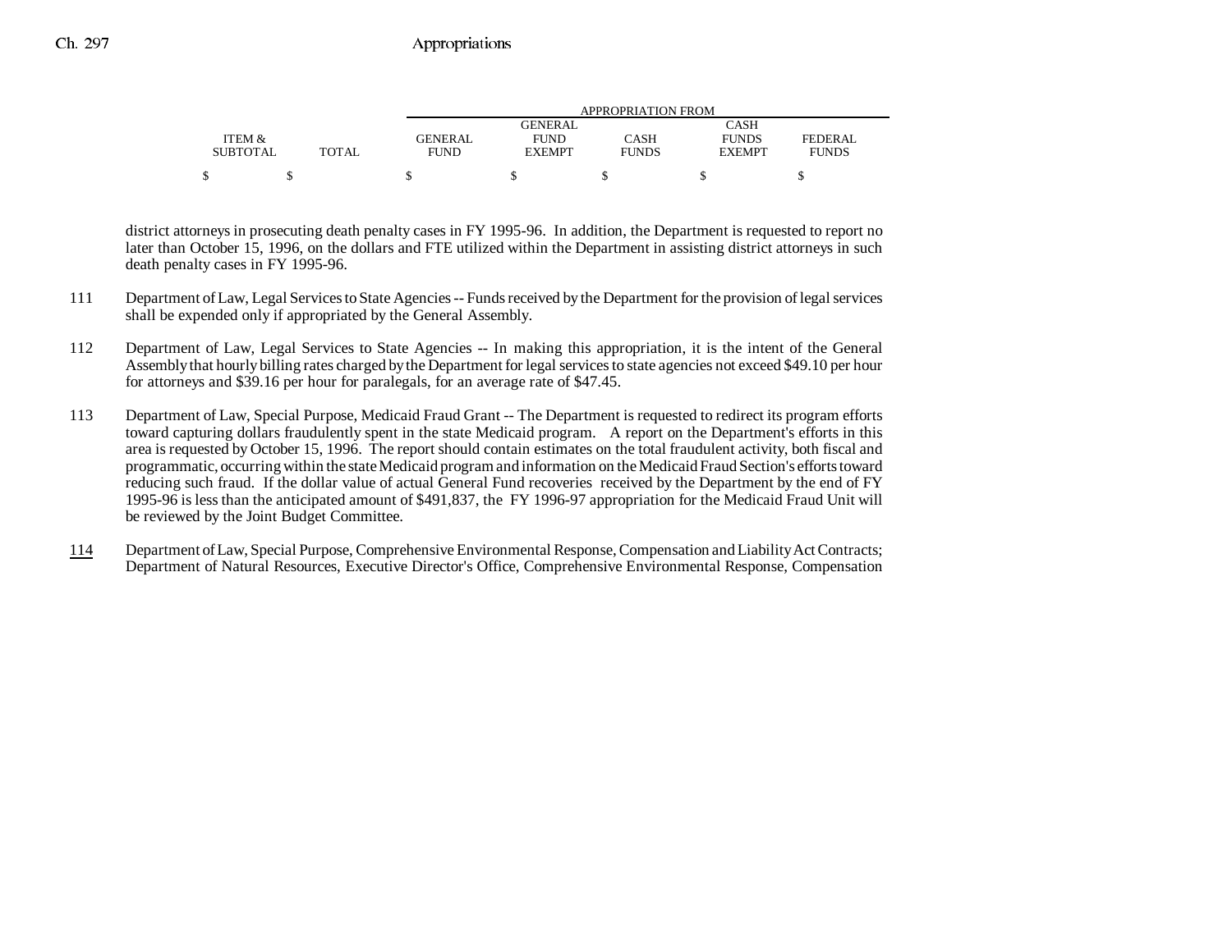| ITEM & SUBTOTAL | TOTAL | APPROPRIATION FROM GENERAL FUND | GENERAL FUND EXEMPT | CASH FUNDS | CASH FUNDS EXEMPT | FEDERAL FUNDS |
|---|---|---|---|---|---|---|
| $ | $ | $ | $ | $ | $ | $ |

district attorneys in prosecuting death penalty cases in FY 1995-96. In addition, the Department is requested to report no later than October 15, 1996, on the dollars and FTE utilized within the Department in assisting district attorneys in such death penalty cases in FY 1995-96.

111 Department of Law, Legal Services to State Agencies -- Funds received by the Department for the provision of legal services shall be expended only if appropriated by the General Assembly.

112 Department of Law, Legal Services to State Agencies -- In making this appropriation, it is the intent of the General Assembly that hourly billing rates charged by the Department for legal services to state agencies not exceed $49.10 per hour for attorneys and $39.16 per hour for paralegals, for an average rate of $47.45.

113 Department of Law, Special Purpose, Medicaid Fraud Grant -- The Department is requested to redirect its program efforts toward capturing dollars fraudulently spent in the state Medicaid program. A report on the Department's efforts in this area is requested by October 15, 1996. The report should contain estimates on the total fraudulent activity, both fiscal and programmatic, occurring within the state Medicaid program and information on the Medicaid Fraud Section's efforts toward reducing such fraud. If the dollar value of actual General Fund recoveries received by the Department by the end of FY 1995-96 is less than the anticipated amount of $491,837, the FY 1996-97 appropriation for the Medicaid Fraud Unit will be reviewed by the Joint Budget Committee.

114 Department of Law, Special Purpose, Comprehensive Environmental Response, Compensation and Liability Act Contracts; Department of Natural Resources, Executive Director's Office, Comprehensive Environmental Response, Compensation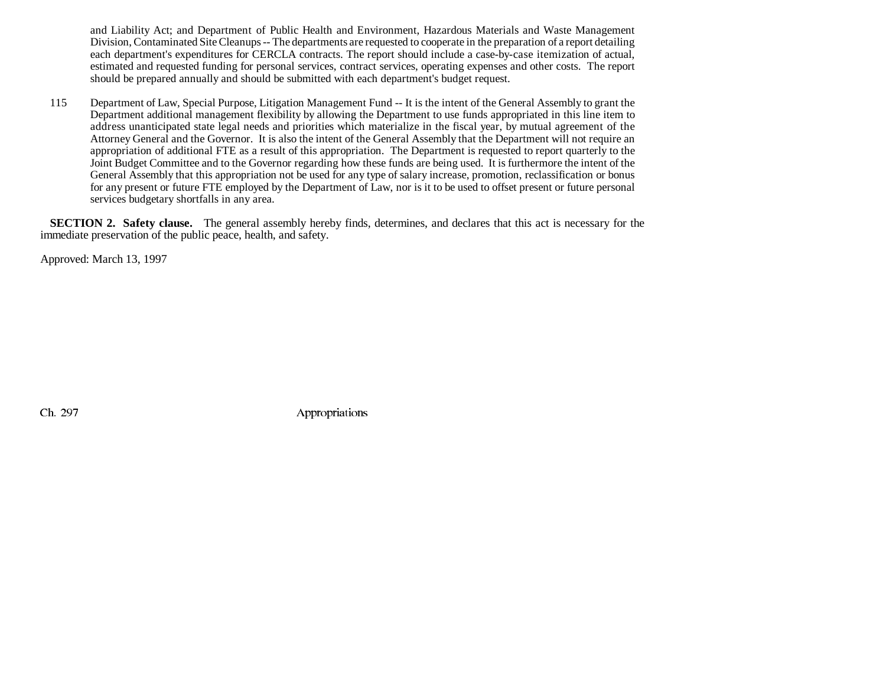and Liability Act; and Department of Public Health and Environment, Hazardous Materials and Waste Management Division, Contaminated Site Cleanups -- The departments are requested to cooperate in the preparation of a report detailing each department's expenditures for CERCLA contracts. The report should include a case-by-case itemization of actual, estimated and requested funding for personal services, contract services, operating expenses and other costs. The report should be prepared annually and should be submitted with each department's budget request.

115 Department of Law, Special Purpose, Litigation Management Fund -- It is the intent of the General Assembly to grant the Department additional management flexibility by allowing the Department to use funds appropriated in this line item to address unanticipated state legal needs and priorities which materialize in the fiscal year, by mutual agreement of the Attorney General and the Governor. It is also the intent of the General Assembly that the Department will not require an appropriation of additional FTE as a result of this appropriation. The Department is requested to report quarterly to the Joint Budget Committee and to the Governor regarding how these funds are being used. It is furthermore the intent of the General Assembly that this appropriation not be used for any type of salary increase, promotion, reclassification or bonus for any present or future FTE employed by the Department of Law, nor is it to be used to offset present or future personal services budgetary shortfalls in any area.

**SECTION 2. Safety clause.** The general assembly hereby finds, determines, and declares that this act is necessary for the immediate preservation of the public peace, health, and safety.

Approved: March 13, 1997